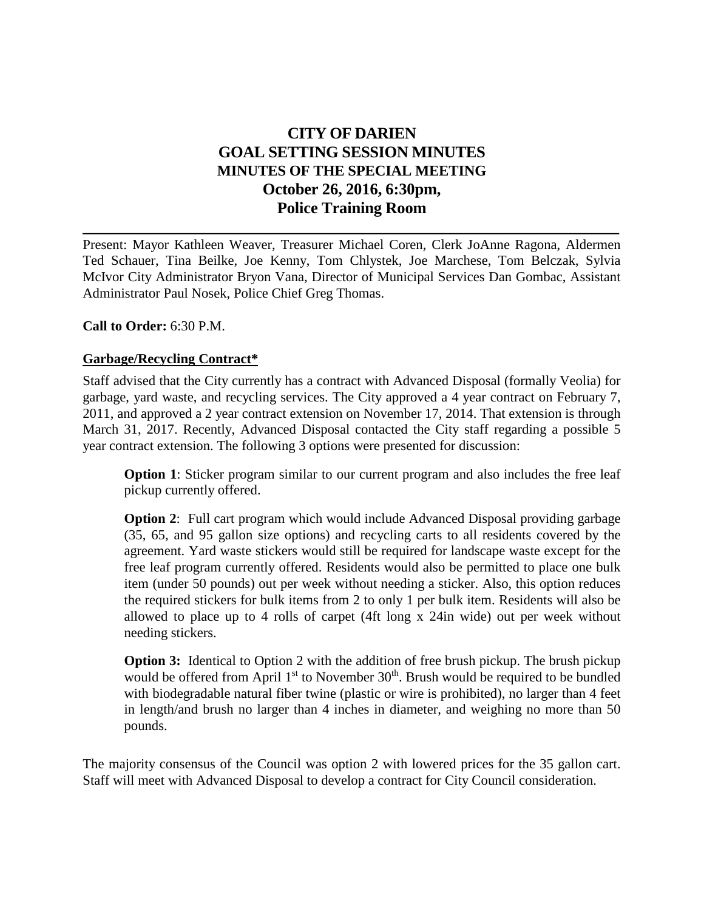# CITY OF DARIEN
# GOAL SETTING SESSION MINUTES
## MINUTES OF THE SPECIAL MEETING
## October 26, 2016, 6:30pm,
## Police Training Room

---

Present: Mayor Kathleen Weaver, Treasurer Michael Coren, Clerk JoAnne Ragona, Aldermen Ted Schauer, Tina Beilke, Joe Kenny, Tom Chlystek, Joe Marchese, Tom Belczak, Sylvia McIvor City Administrator Bryon Vana, Director of Municipal Services Dan Gombac, Assistant Administrator Paul Nosek, Police Chief Greg Thomas.

**Call to Order:** 6:30 P.M.

**Garbage/Recycling Contract***

Staff advised that the City currently has a contract with Advanced Disposal (formally Veolia) for garbage, yard waste, and recycling services. The City approved a 4 year contract on February 7, 2011, and approved a 2 year contract extension on November 17, 2014. That extension is through March 31, 2017. Recently, Advanced Disposal contacted the City staff regarding a possible 5 year contract extension. The following 3 options were presented for discussion:

> **Option 1**: Sticker program similar to our current program and also includes the free leaf pickup currently offered.
>
> **Option 2**: Full cart program which would include Advanced Disposal providing garbage (35, 65, and 95 gallon size options) and recycling carts to all residents covered by the agreement. Yard waste stickers would still be required for landscape waste except for the free leaf program currently offered. Residents would also be permitted to place one bulk item (under 50 pounds) out per week without needing a sticker. Also, this option reduces the required stickers for bulk items from 2 to only 1 per bulk item. Residents will also be allowed to place up to 4 rolls of carpet (4ft long x 24in wide) out per week without needing stickers.
>
> **Option 3:** Identical to Option 2 with the addition of free brush pickup. The brush pickup would be offered from April 1st to November 30th. Brush would be required to be bundled with biodegradable natural fiber twine (plastic or wire is prohibited), no larger than 4 feet in length/and brush no larger than 4 inches in diameter, and weighing no more than 50 pounds.

The majority consensus of the Council was option 2 with lowered prices for the 35 gallon cart. Staff will meet with Advanced Disposal to develop a contract for City Council consideration.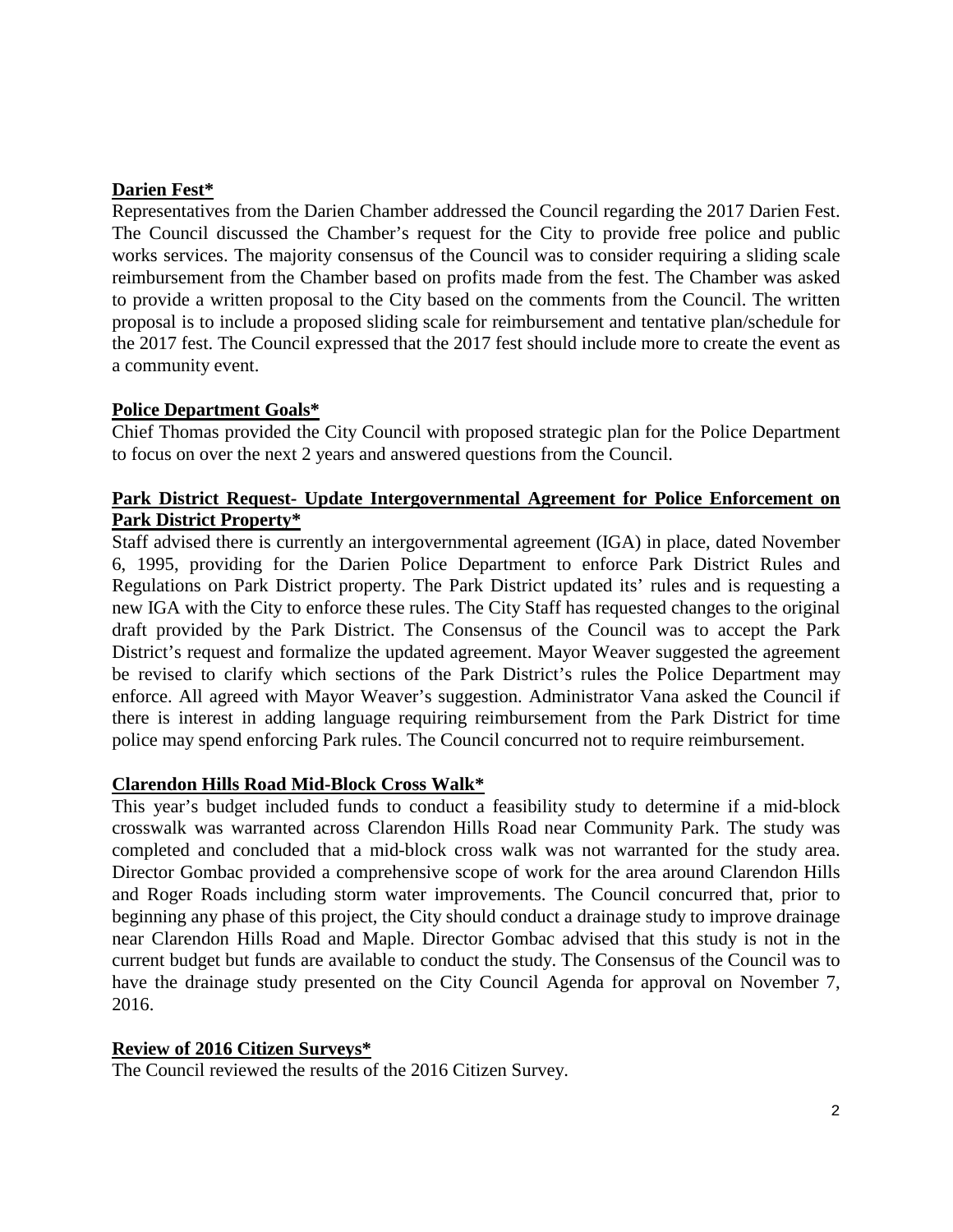**Darien Fest***

Representatives from the Darien Chamber addressed the Council regarding the 2017 Darien Fest. The Council discussed the Chamber's request for the City to provide free police and public works services. The majority consensus of the Council was to consider requiring a sliding scale reimbursement from the Chamber based on profits made from the fest. The Chamber was asked to provide a written proposal to the City based on the comments from the Council. The written proposal is to include a proposed sliding scale for reimbursement and tentative plan/schedule for the 2017 fest. The Council expressed that the 2017 fest should include more to create the event as a community event.

**Police Department Goals***

Chief Thomas provided the City Council with proposed strategic plan for the Police Department to focus on over the next 2 years and answered questions from the Council.

**Park District Request- Update Intergovernmental Agreement for Police Enforcement on Park District Property***

Staff advised there is currently an intergovernmental agreement (IGA) in place, dated November 6, 1995, providing for the Darien Police Department to enforce Park District Rules and Regulations on Park District property. The Park District updated its' rules and is requesting a new IGA with the City to enforce these rules. The City Staff has requested changes to the original draft provided by the Park District. The Consensus of the Council was to accept the Park District's request and formalize the updated agreement. Mayor Weaver suggested the agreement be revised to clarify which sections of the Park District's rules the Police Department may enforce. All agreed with Mayor Weaver's suggestion. Administrator Vana asked the Council if there is interest in adding language requiring reimbursement from the Park District for time police may spend enforcing Park rules. The Council concurred not to require reimbursement.

**Clarendon Hills Road Mid-Block Cross Walk***

This year's budget included funds to conduct a feasibility study to determine if a mid-block crosswalk was warranted across Clarendon Hills Road near Community Park. The study was completed and concluded that a mid-block cross walk was not warranted for the study area. Director Gombac provided a comprehensive scope of work for the area around Clarendon Hills and Roger Roads including storm water improvements. The Council concurred that, prior to beginning any phase of this project, the City should conduct a drainage study to improve drainage near Clarendon Hills Road and Maple. Director Gombac advised that this study is not in the current budget but funds are available to conduct the study. The Consensus of the Council was to have the drainage study presented on the City Council Agenda for approval on November 7, 2016.

**Review of 2016 Citizen Surveys***

The Council reviewed the results of the 2016 Citizen Survey.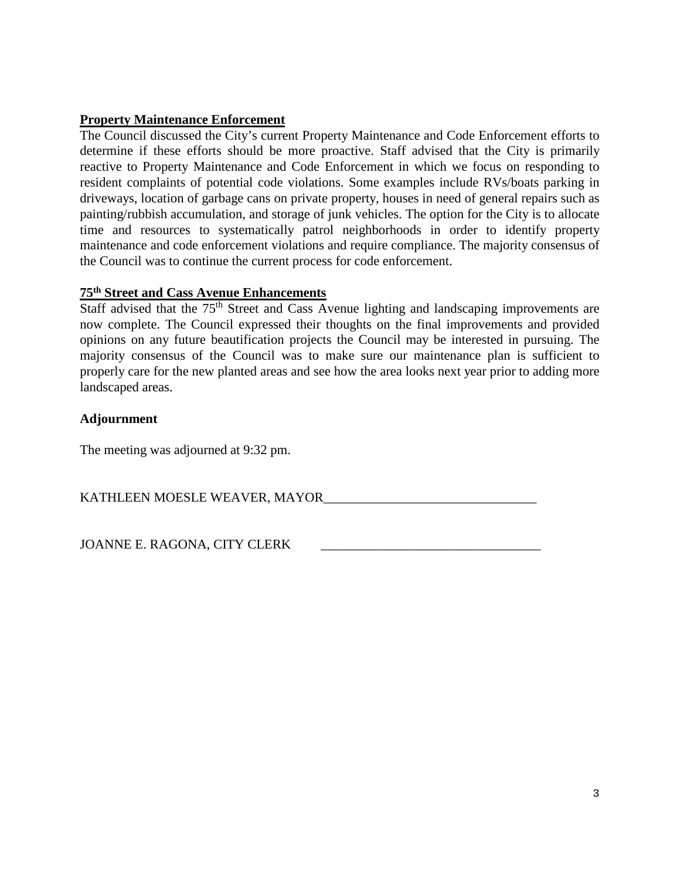## Property Maintenance Enforcement

The Council discussed the City's current Property Maintenance and Code Enforcement efforts to determine if these efforts should be more proactive. Staff advised that the City is primarily reactive to Property Maintenance and Code Enforcement in which we focus on responding to resident complaints of potential code violations. Some examples include RVs/boats parking in driveways, location of garbage cans on private property, houses in need of general repairs such as painting/rubbish accumulation, and storage of junk vehicles. The option for the City is to allocate time and resources to systematically patrol neighborhoods in order to identify property maintenance and code enforcement violations and require compliance. The majority consensus of the Council was to continue the current process for code enforcement.

## 75th Street and Cass Avenue Enhancements

Staff advised that the 75th Street and Cass Avenue lighting and landscaping improvements are now complete. The Council expressed their thoughts on the final improvements and provided opinions on any future beautification projects the Council may be interested in pursuing. The majority consensus of the Council was to make sure our maintenance plan is sufficient to properly care for the new planted areas and see how the area looks next year prior to adding more landscaped areas.

## Adjournment

The meeting was adjourned at 9:32 pm.

KATHLEEN MOESLE WEAVER, MAYOR________________________________

JOANNE E. RAGONA, CITY CLERK ________________________________